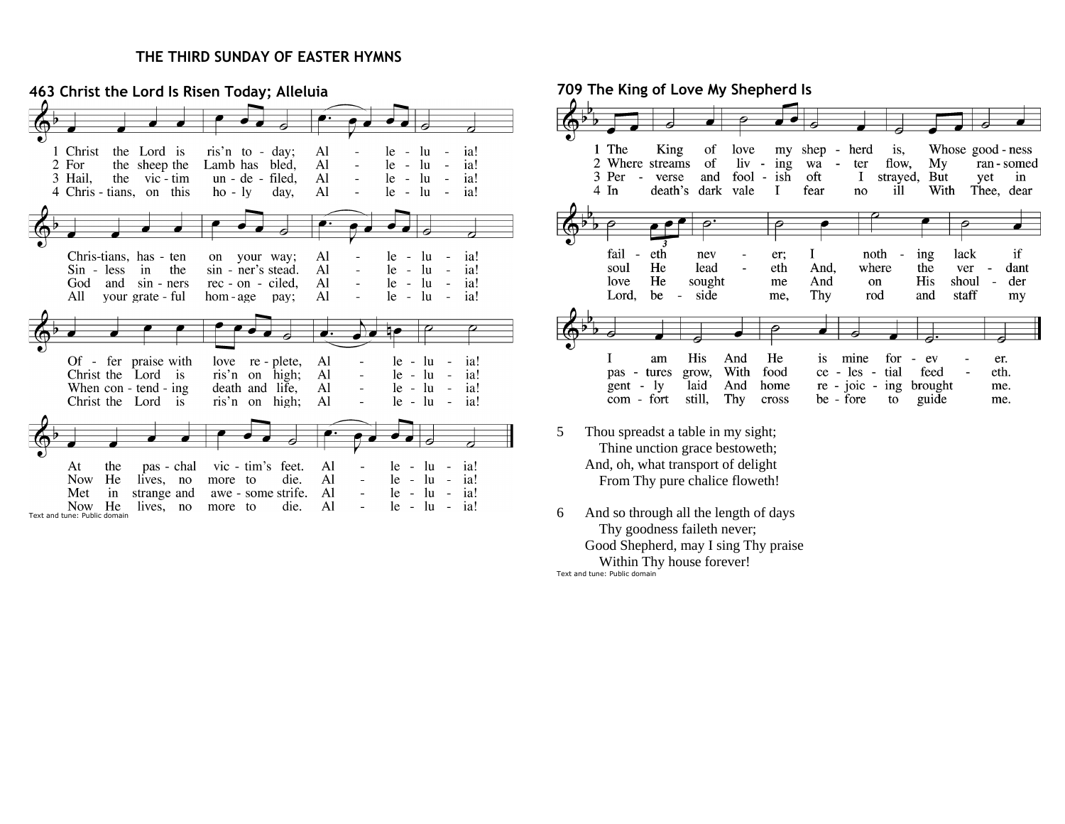# THE THIRD SUNDAY OF EASTER HYMNS

## 463 Christ the Lord Is Risen Today; Alleluia

1 Christ the Lord is ris'n to - day; Al - le - lu - ia!
Chris-tians, has - ten on your way; Al - le - lu - ia!
Of - fer praise with love re - plete, Al - le - lu - ia!
At the pas - chal vic - tim's feet. Al - le - lu - ia!

2 For the sheep the Lamb has bled, Al - le - lu - ia!
Sin - less in the sin - ner's stead. Al - le - lu - ia!
Christ the Lord is ris'n on high; Al - le - lu - ia!
Now He lives, no more to die. Al - le - lu - ia!

3 Hail, the vic - tim un - de - filed, Al - le - lu - ia!
God and sin - ners rec - on - ciled, Al - le - lu - ia!
When con - tend - ing death and life, Al - le - lu - ia!
Met in strange and awe - some strife. Al - le - lu - ia!

4 Chris - tians, on this ho - ly day, Al - le - lu - ia!
All your grate - ful hom - age pay; Al - le - lu - ia!
Christ the Lord is ris'n on high; Al - le - lu - ia!
Now He lives, no more to die. Al - le - lu - ia!

Text and tune: Public domain

## 709 The King of Love My Shepherd Is

1 The King of love my shep - herd is, Whose good - ness fail - eth nev - er; I noth - ing lack if I am His And He is mine for - ev - er.

2 Where streams of liv - ing wa - ter flow, My ran - somed soul He lead - eth And, where the ver - dant pas - tures grow, With food ce - les - tial feed - eth.

3 Per - verse and fool - ish oft I strayed, But yet in love He sought me And on His shoul - der gent - ly laid And home re - joic - ing brought me.

4 In death's dark vale I fear no ill With Thee, dear Lord, be - side me, Thy rod and staff my com - fort still, Thy cross be - fore to guide me.

5 Thou spreadst a table in my sight;
Thine unction grace bestoweth;
And, oh, what transport of delight
From Thy pure chalice floweth!

6 And so through all the length of days
Thy goodness faileth never;
Good Shepherd, may I sing Thy praise
Within Thy house forever!

Text and tune: Public domain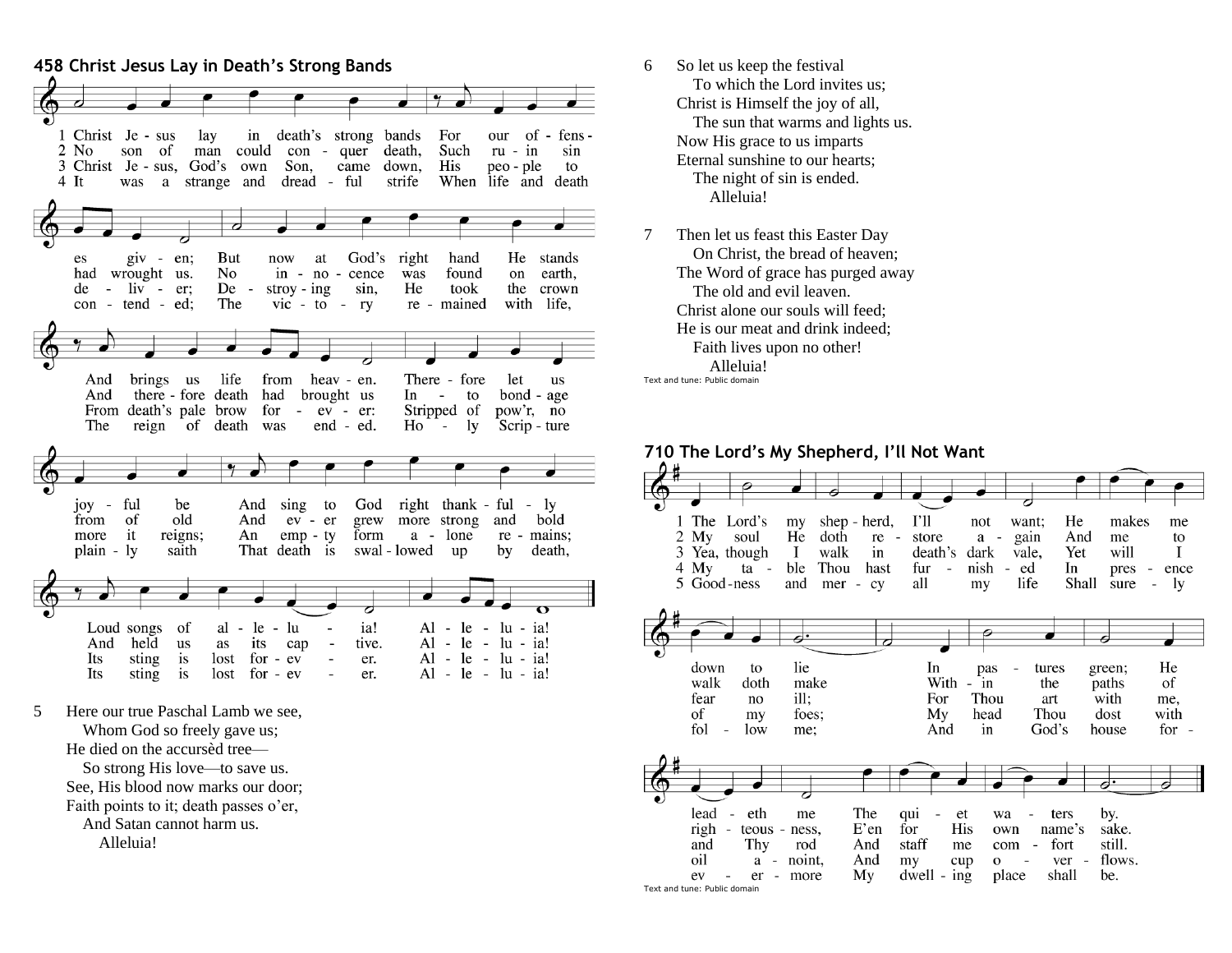## 458 Christ Jesus Lay in Death's Strong Bands

1 Christ Jesus lay in death's strong bands
For our offenses given;
But now at God's right hand He stands
And brings us life from heaven.
Therefore let us joyful be
And sing to God right thankfully
Loud songs of alleluia!
Alleluia!

2 No son of man could conquer death,
Such ruin sin had wrought us.
No innocence was found on earth,
And therefore death had brought us
Into bondage from of old
And ever grew more strong and bold
And held us as its captive.
Alleluia!

3 Christ Jesus, God's own Son, came down,
His people to deliver;
Destroying sin, He took the crown
From death's pale brow forever:
Stripped of pow'r, no more it reigns;
An empty form alone remains;
Its sting is lost forever.
Alleluia!

4 It was a strange and dreadful strife
When life and death contended;
The reign of death was ended.
The victory remained with life,
Holy Scripture plainly saith
That death is swallowed up by death,
Its sting is lost forever.
Alleluia!

5 Here our true Paschal Lamb we see,
Whom God so freely gave us;
He died on the accursèd tree—
So strong His love—to save us.
See, His blood now marks our door;
Faith points to it; death passes o'er,
And Satan cannot harm us.
Alleluia!

6 So let us keep the festival
To which the Lord invites us;
Christ is Himself the joy of all,
The sun that warms and lights us.
Now His grace to us imparts
Eternal sunshine to our hearts;
The night of sin is ended.
Alleluia!

7 Then let us feast this Easter Day
On Christ, the bread of heaven;
The Word of grace has purged away
The old and evil leaven.
Christ alone our souls will feed;
He is our meat and drink indeed;
Faith lives upon no other!
Alleluia!

Text and tune: Public domain

## 710 The Lord's My Shepherd, I'll Not Want

1 The Lord's my shepherd, I'll not want;
He makes me down to lie
In pastures green; He leadeth me
The quiet waters by.

2 My soul He doth restore again
And me to walk doth make
Within the paths of righteousness,
E'en for His own name's sake.

3 Yea, though I walk in death's dark vale,
Yet will I fear no ill;
For Thou art with me, and Thy rod
And staff me comfort still.

4 My table Thou hast furnished
In presence of my foes;
My head Thou dost with oil anoint,
And my cup overflows.

5 Goodness and mercy all my life
Shall surely follow me;
And in God's house forevermore
My dwelling place shall be.

Text and tune: Public domain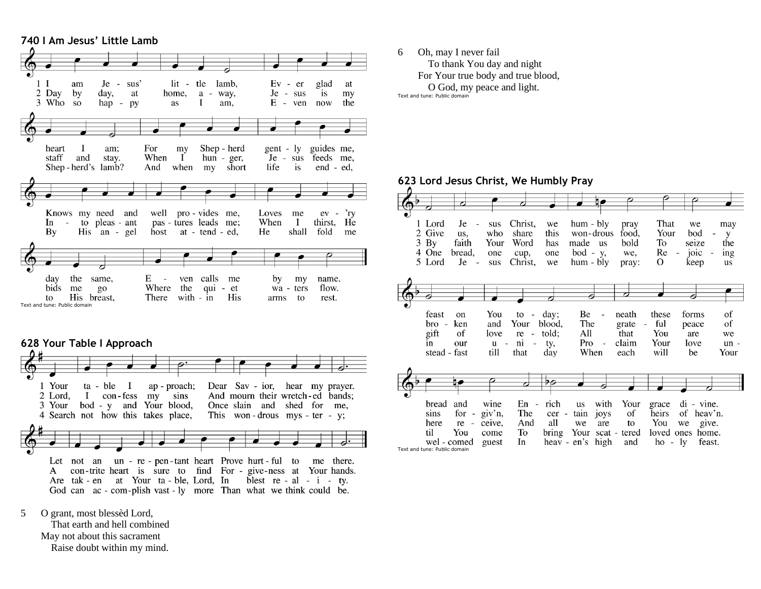## 740 I Am Jesus' Little Lamb

1 I am Jesus' little lamb,
Ever glad at heart I am;
For my Shepherd gently guides me,
Knows my need and well provides me,
Loves me every day the same,
Even calls me by my name.

2 Day by day, at home, away,
Jesus is my staff and stay.
When I hunger, Jesus feeds me,
Into pleasant pastures leads me;
When I thirst, He bids me go
Where the quiet waters flow.

3 Who so happy as I am,
Even now the Shepherd's lamb?
And when my short life is ended,
By His angel host attended,
He shall fold me to His breast,
There within His arms to rest.

Text and tune: Public domain

## 628 Your Table I Approach

1 Your table I approach;
Dear Savior, hear my prayer.
Let not an unrepentant heart
Prove hurtful to me there.

2 Lord, I confess my sins
And mourn their wretched bands;
A contrite heart is sure to find
Forgiveness at Your hands.

3 Your body and Your blood,
Once slain and shed for me,
Are taken at Your table, Lord,
In blest reality.

4 Search not how this takes place,
This wondrous mystery;
God can accomplish vastly more
Than what we think could be.

5 O grant, most blessèd Lord,
That earth and hell combined
May not about this sacrament
Raise doubt within my mind.

6 Oh, may I never fail
To thank You day and night
For Your true body and true blood,
O God, my peace and light.

Text and tune: Public domain

## 623 Lord Jesus Christ, We Humbly Pray

1 Lord Jesus Christ, we humbly pray
That we may feast on You today;
Beneath these forms of bread and wine
Enrich us with Your grace divine.

2 Give us, who share this wondrous food,
Your body broken and Your blood,
The grateful peace of sins forgiv'n,
The certain joys of heirs of heav'n.

3 By faith Your Word has made us bold
To seize the gift of love retold;
All that You are we here receive,
And all we are to You we give.

4 One bread, one cup, one body, we,
Rejoicing in our unity,
Proclaim Your love until You come
To bring Your scattered loved ones home.

5 Lord Jesus Christ, we humbly pray:
O keep us steadfast till that day
When each will be Your welcomed guest
In heaven's high and holy feast.

Text and tune: Public domain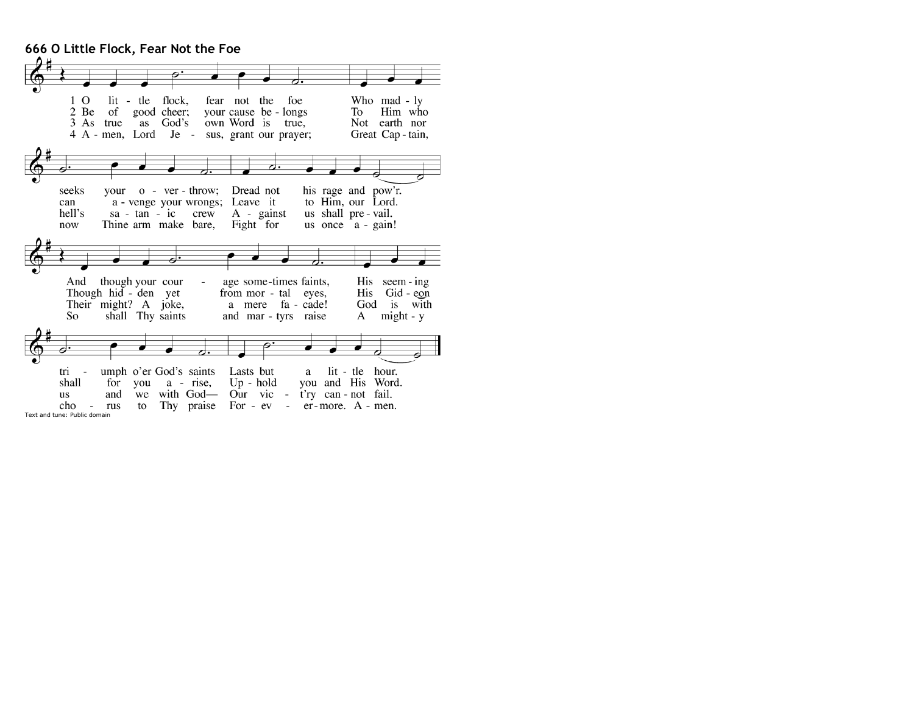**666 O Little Flock, Fear Not the Foe**

1 O lit - tle flock, fear not the foe Who mad - ly seeks your o - ver - throw; Dread not his rage and pow'r.
And though your cour - age some-times faints, His seem - ing tri - umph o'er God's saints Lasts but a lit - tle hour.

2 Be of good cheer; your cause be - longs To Him who can a - venge your wrongs; Leave it to Him, our Lord.
Though hid - den yet from mor - tal eyes, His Gid - eon shall for you a - rise, Up - hold you and His Word.

3 As true as God's own Word is true, Not earth nor hell's sa - tan - ic crew A - gainst us shall pre - vail.
Their might? A joke, a mere fa - cade! God is with us and we with God— Our vic - t'ry can - not fail.

4 A - men, Lord Je - sus, grant our prayer; Great Cap - tain, now Thine arm make bare, Fight for us once a - gain!
So shall Thy saints and mar - tyrs raise A might - y cho - rus to Thy praise For - ev - er - more. A - men.

Text and tune: Public domain